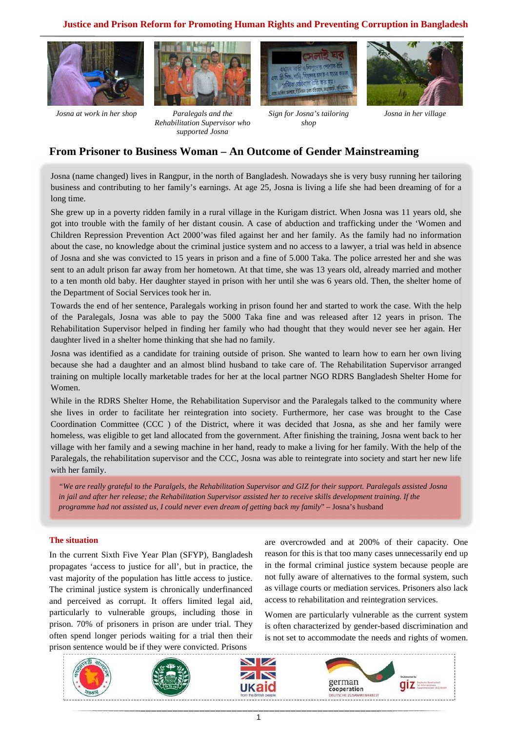Justice and Prison Reform for Promoting Human Rights and Preventing Corruption in Bangladesh

*Josna at work in her shop*

*Paralegals and the Rehabilitation Supervisor who supported Josna*

*Sign for Josna's tailoring shop*

*Josna in her village*

## From Prisoner to Business Woman – An Outcome of Gender Mainstreaming

Josna (name changed) lives in Rangpur, in the north of Bangladesh. Nowadays she is very busy running her tailoring business and contributing to her family's earnings. At age 25, Josna is living a life she had been dreaming of for a long time.

She grew up in a poverty ridden family in a rural village in the Kurigam district. When Josna was 11 years old, she got into trouble with the family of her distant cousin. A case of abduction and trafficking under the 'Women and Children Repression Prevention Act 2000'was filed against her and her family. As the family had no information about the case, no knowledge about the criminal justice system and no access to a lawyer, a trial was held in absence of Josna and she was convicted to 15 years in prison and a fine of 5.000 Taka. The police arrested her and she was sent to an adult prison far away from her hometown. At that time, she was 13 years old, already married and mother to a ten month old baby. Her daughter stayed in prison with her until she was 6 years old. Then, the shelter home of the Department of Social Services took her in.

Towards the end of her sentence, Paralegals working in prison found her and started to work the case. With the help of the Paralegals, Josna was able to pay the 5000 Taka fine and was released after 12 years in prison. The Rehabilitation Supervisor helped in finding her family who had thought that they would never see her again. Her daughter lived in a shelter home thinking that she had no family.

Josna was identified as a candidate for training outside of prison. She wanted to learn how to earn her own living because she had a daughter and an almost blind husband to take care of. The Rehabilitation Supervisor arranged training on multiple locally marketable trades for her at the local partner NGO RDRS Bangladesh Shelter Home for Women.

While in the RDRS Shelter Home, the Rehabilitation Supervisor and the Paralegals talked to the community where she lives in order to facilitate her reintegration into society. Furthermore, her case was brought to the Case Coordination Committee (CCC ) of the District, where it was decided that Josna, as she and her family were homeless, was eligible to get land allocated from the government. After finishing the training, Josna went back to her village with her family and a sewing machine in her hand, ready to make a living for her family. With the help of the Paralegals, the rehabilitation supervisor and the CCC, Josna was able to reintegrate into society and start her new life with her family.

> *"We are really grateful to the Paralgels, the Rehabilitation Supervisor and GIZ for their support. Paralegals assisted Josna in jail and after her release; the Rehabilitation Supervisor assisted her to receive skills development training. If the programme had not assisted us, I could never even dream of getting back my family*" – Josna's husband

### The situation

In the current Sixth Five Year Plan (SFYP), Bangladesh propagates 'access to justice for all', but in practice, the vast majority of the population has little access to justice. The criminal justice system is chronically underfinanced and perceived as corrupt. It offers limited legal aid, particularly to vulnerable groups, including those in prison. 70% of prisoners in prison are under trial. They often spend longer periods waiting for a trial then their prison sentence would be if they were convicted. Prisons are overcrowded and at 200% of their capacity. One reason for this is that too many cases unnecessarily end up in the formal criminal justice system because people are not fully aware of alternatives to the formal system, such as village courts or mediation services. Prisoners also lack access to rehabilitation and reintegration services.

Women are particularly vulnerable as the current system is often characterized by gender-based discrimination and is not set to accommodate the needs and rights of women.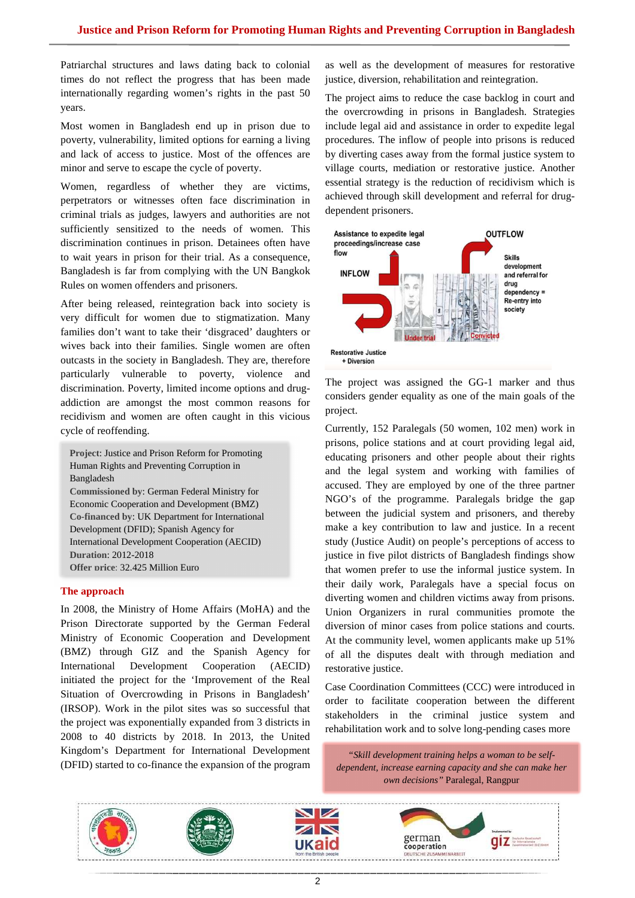Patriarchal structures and laws dating back to colonial times do not reflect the progress that has been made internationally regarding women's rights in the past 50 years.

Most women in Bangladesh end up in prison due to poverty, vulnerability, limited options for earning a living and lack of access to justice. Most of the offences are minor and serve to escape the cycle of poverty.

Women, regardless of whether they are victims, perpetrators or witnesses often face discrimination in criminal trials as judges, lawyers and authorities are not sufficiently sensitized to the needs of women. This discrimination continues in prison. Detainees often have to wait years in prison for their trial. As a consequence, Bangladesh is far from complying with the UN Bangkok Rules on women offenders and prisoners.

After being released, reintegration back into society is very difficult for women due to stigmatization. Many families don't want to take their 'disgraced' daughters or wives back into their families. Single women are often outcasts in the society in Bangladesh. They are, therefore particularly vulnerable to poverty, violence and discrimination. Poverty, limited income options and drug-addiction are amongst the most common reasons for recidivism and women are often caught in this vicious cycle of reoffending.

**Project**: Justice and Prison Reform for Promoting Human Rights and Preventing Corruption in Bangladesh
**Commissioned by**: German Federal Ministry for Economic Cooperation and Development (BMZ)
**Co-financed by**: UK Department for International Development (DFID); Spanish Agency for International Development Cooperation (AECID)
**Duration**: 2012-2018
**Offer price**: 32.425 Million Euro

## The approach

In 2008, the Ministry of Home Affairs (MoHA) and the Prison Directorate supported by the German Federal Ministry of Economic Cooperation and Development (BMZ) through GIZ and the Spanish Agency for International Development Cooperation (AECID) initiated the project for the 'Improvement of the Real Situation of Overcrowding in Prisons in Bangladesh' (IRSOP). Work in the pilot sites was so successful that the project was exponentially expanded from 3 districts in 2008 to 40 districts by 2018. In 2013, the United Kingdom's Department for International Development (DFID) started to co-finance the expansion of the program as well as the development of measures for restorative justice, diversion, rehabilitation and reintegration.

The project aims to reduce the case backlog in court and the overcrowding in prisons in Bangladesh. Strategies include legal aid and assistance in order to expedite legal procedures. The inflow of people into prisons is reduced by diverting cases away from the formal justice system to village courts, mediation or restorative justice. Another essential strategy is the reduction of recidivism which is achieved through skill development and referral for drug-dependent prisoners.

Assistance to expedite legal proceedings/increase case flow

INFLOW

OUTFLOW

Skills development and referral for drug dependency = Re-entry into society

Under trial

Convicted

Restorative Justice + Diversion

The project was assigned the GG-1 marker and thus considers gender equality as one of the main goals of the project.

Currently, 152 Paralegals (50 women, 102 men) work in prisons, police stations and at court providing legal aid, educating prisoners and other people about their rights and the legal system and working with families of accused. They are employed by one of the three partner NGO's of the programme. Paralegals bridge the gap between the judicial system and prisoners, and thereby make a key contribution to law and justice. In a recent study (Justice Audit) on people's perceptions of access to justice in five pilot districts of Bangladesh findings show that women prefer to use the informal justice system. In their daily work, Paralegals have a special focus on diverting women and children victims away from prisons. Union Organizers in rural communities promote the diversion of minor cases from police stations and courts. At the community level, women applicants make up 51% of all the disputes dealt with through mediation and restorative justice.

Case Coordination Committees (CCC) were introduced in order to facilitate cooperation between the different stakeholders in the criminal justice system and rehabilitation work and to solve long-pending cases more

*"Skill development training helps a woman to be self-dependent, increase earning capacity and she can make her own decisions"* Paralegal, Rangpur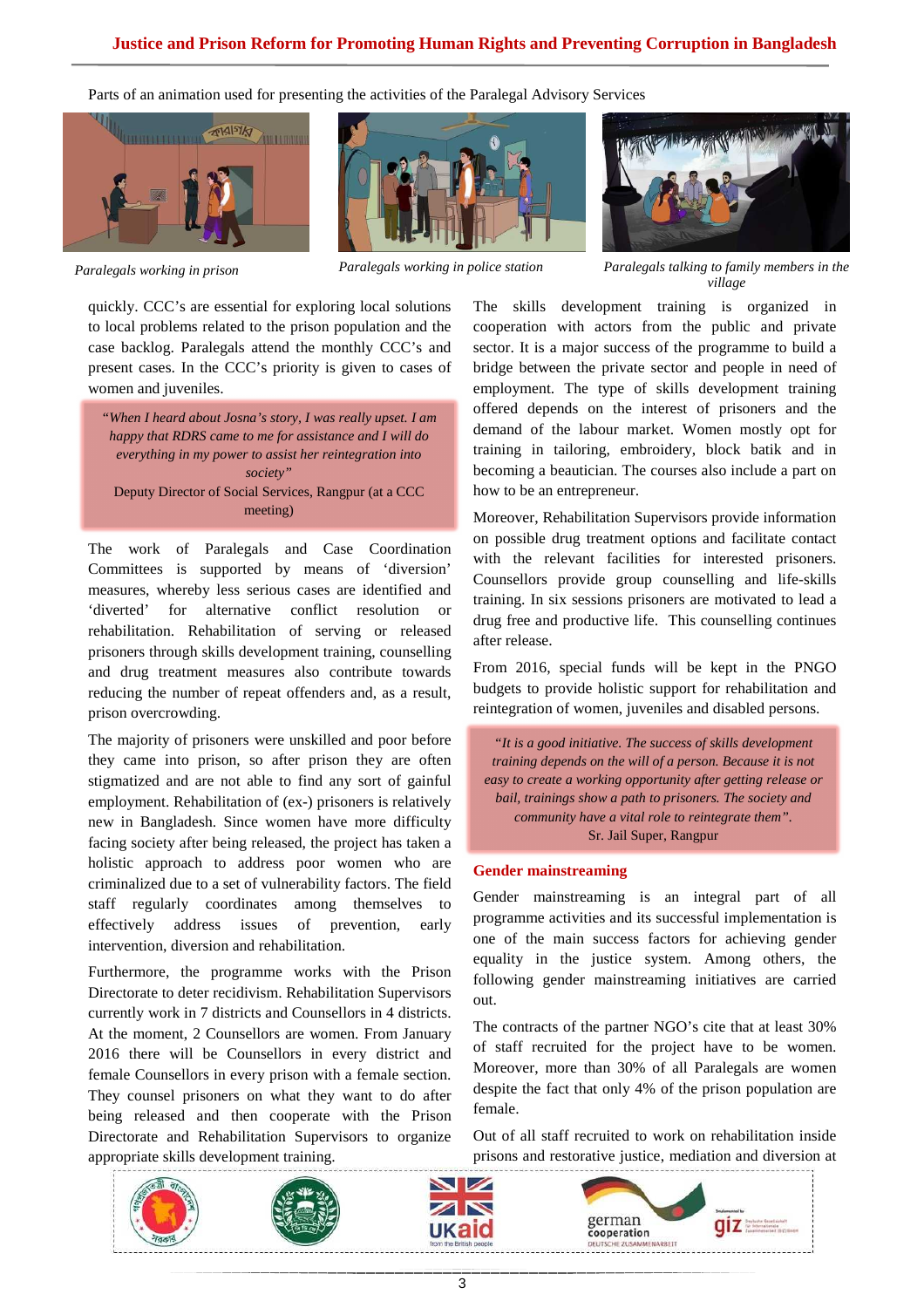Parts of an animation used for presenting the activities of the Paralegal Advisory Services

*Paralegals working in prison*

*Paralegals working in police station*

*Paralegals talking to family members in the village*

quickly. CCC's are essential for exploring local solutions to local problems related to the prison population and the case backlog. Paralegals attend the monthly CCC's and present cases. In the CCC's priority is given to cases of women and juveniles.

> *"When I heard about Josna's story, I was really upset. I am happy that RDRS came to me for assistance and I will do everything in my power to assist her reintegration into society"*
> Deputy Director of Social Services, Rangpur (at a CCC meeting)

The work of Paralegals and Case Coordination Committees is supported by means of 'diversion' measures, whereby less serious cases are identified and 'diverted' for alternative conflict resolution or rehabilitation. Rehabilitation of serving or released prisoners through skills development training, counselling and drug treatment measures also contribute towards reducing the number of repeat offenders and, as a result, prison overcrowding.

The majority of prisoners were unskilled and poor before they came into prison, so after prison they are often stigmatized and are not able to find any sort of gainful employment. Rehabilitation of (ex-) prisoners is relatively new in Bangladesh. Since women have more difficulty facing society after being released, the project has taken a holistic approach to address poor women who are criminalized due to a set of vulnerability factors. The field staff regularly coordinates among themselves to effectively address issues of prevention, early intervention, diversion and rehabilitation.

Furthermore, the programme works with the Prison Directorate to deter recidivism. Rehabilitation Supervisors currently work in 7 districts and Counsellors in 4 districts. At the moment, 2 Counsellors are women. From January 2016 there will be Counsellors in every district and female Counsellors in every prison with a female section. They counsel prisoners on what they want to do after being released and then cooperate with the Prison Directorate and Rehabilitation Supervisors to organize appropriate skills development training.

The skills development training is organized in cooperation with actors from the public and private sector. It is a major success of the programme to build a bridge between the private sector and people in need of employment. The type of skills development training offered depends on the interest of prisoners and the demand of the labour market. Women mostly opt for training in tailoring, embroidery, block batik and in becoming a beautician. The courses also include a part on how to be an entrepreneur.

Moreover, Rehabilitation Supervisors provide information on possible drug treatment options and facilitate contact with the relevant facilities for interested prisoners. Counsellors provide group counselling and life-skills training. In six sessions prisoners are motivated to lead a drug free and productive life. This counselling continues after release.

From 2016, special funds will be kept in the PNGO budgets to provide holistic support for rehabilitation and reintegration of women, juveniles and disabled persons.

> *"It is a good initiative. The success of skills development training depends on the will of a person. Because it is not easy to create a working opportunity after getting release or bail, trainings show a path to prisoners. The society and community have a vital role to reintegrate them".*
> Sr. Jail Super, Rangpur

## Gender mainstreaming

Gender mainstreaming is an integral part of all programme activities and its successful implementation is one of the main success factors for achieving gender equality in the justice system. Among others, the following gender mainstreaming initiatives are carried out.

The contracts of the partner NGO's cite that at least 30% of staff recruited for the project have to be women. Moreover, more than 30% of all Paralegals are women despite the fact that only 4% of the prison population are female.

Out of all staff recruited to work on rehabilitation inside prisons and restorative justice, mediation and diversion at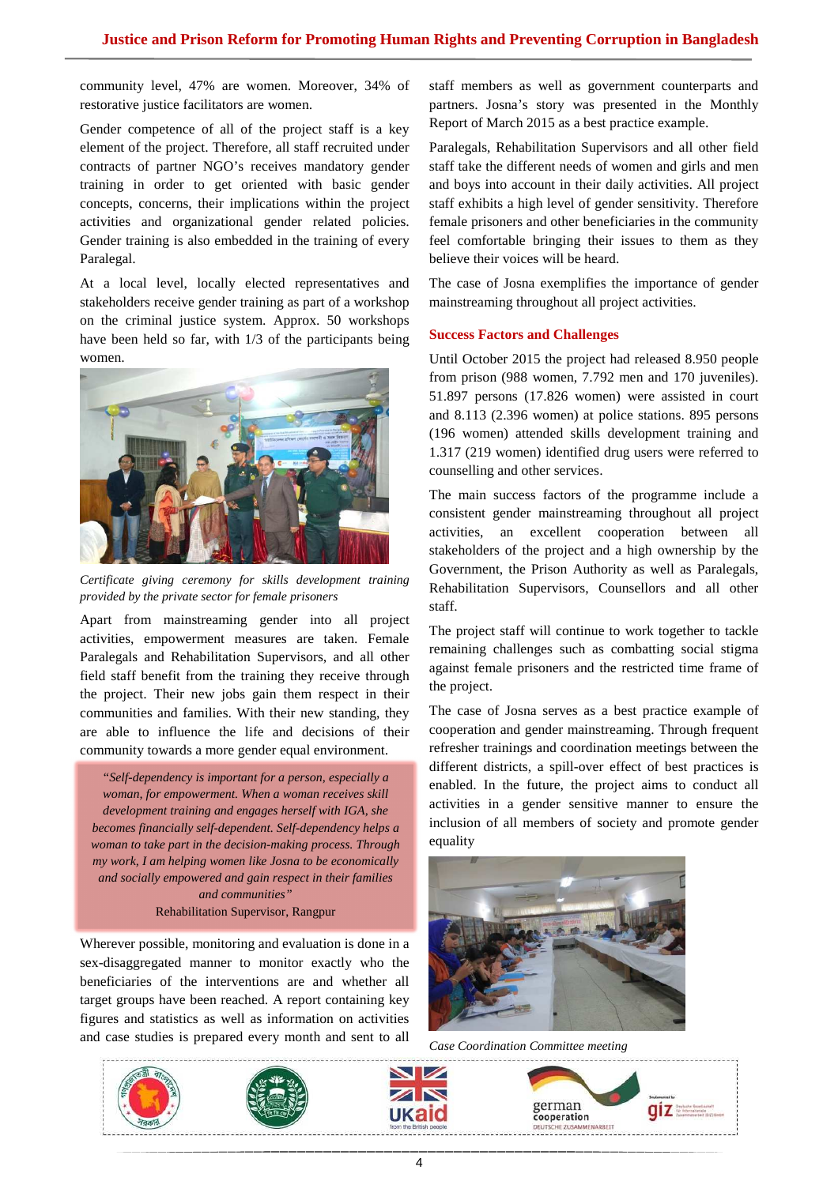community level, 47% are women. Moreover, 34% of restorative justice facilitators are women.

Gender competence of all of the project staff is a key element of the project. Therefore, all staff recruited under contracts of partner NGO's receives mandatory gender training in order to get oriented with basic gender concepts, concerns, their implications within the project activities and organizational gender related policies. Gender training is also embedded in the training of every Paralegal.

At a local level, locally elected representatives and stakeholders receive gender training as part of a workshop on the criminal justice system. Approx. 50 workshops have been held so far, with 1/3 of the participants being women.

*Certificate giving ceremony for skills development training provided by the private sector for female prisoners*

Apart from mainstreaming gender into all project activities, empowerment measures are taken. Female Paralegals and Rehabilitation Supervisors, and all other field staff benefit from the training they receive through the project. Their new jobs gain them respect in their communities and families. With their new standing, they are able to influence the life and decisions of their community towards a more gender equal environment.

> *"Self-dependency is important for a person, especially a woman, for empowerment. When a woman receives skill development training and engages herself with IGA, she becomes financially self-dependent. Self-dependency helps a woman to take part in the decision-making process. Through my work, I am helping women like Josna to be economically and socially empowered and gain respect in their families and communities"*
>
> Rehabilitation Supervisor, Rangpur

Wherever possible, monitoring and evaluation is done in a sex-disaggregated manner to monitor exactly who the beneficiaries of the interventions are and whether all target groups have been reached. A report containing key figures and statistics as well as information on activities and case studies is prepared every month and sent to all staff members as well as government counterparts and partners. Josna's story was presented in the Monthly Report of March 2015 as a best practice example.

Paralegals, Rehabilitation Supervisors and all other field staff take the different needs of women and girls and men and boys into account in their daily activities. All project staff exhibits a high level of gender sensitivity. Therefore female prisoners and other beneficiaries in the community feel comfortable bringing their issues to them as they believe their voices will be heard.

The case of Josna exemplifies the importance of gender mainstreaming throughout all project activities.

### Success Factors and Challenges

Until October 2015 the project had released 8.950 people from prison (988 women, 7.792 men and 170 juveniles). 51.897 persons (17.826 women) were assisted in court and 8.113 (2.396 women) at police stations. 895 persons (196 women) attended skills development training and 1.317 (219 women) identified drug users were referred to counselling and other services.

The main success factors of the programme include a consistent gender mainstreaming throughout all project activities, an excellent cooperation between all stakeholders of the project and a high ownership by the Government, the Prison Authority as well as Paralegals, Rehabilitation Supervisors, Counsellors and all other staff.

The project staff will continue to work together to tackle remaining challenges such as combatting social stigma against female prisoners and the restricted time frame of the project.

The case of Josna serves as a best practice example of cooperation and gender mainstreaming. Through frequent refresher trainings and coordination meetings between the different districts, a spill-over effect of best practices is enabled. In the future, the project aims to conduct all activities in a gender sensitive manner to ensure the inclusion of all members of society and promote gender equality

*Case Coordination Committee meeting*